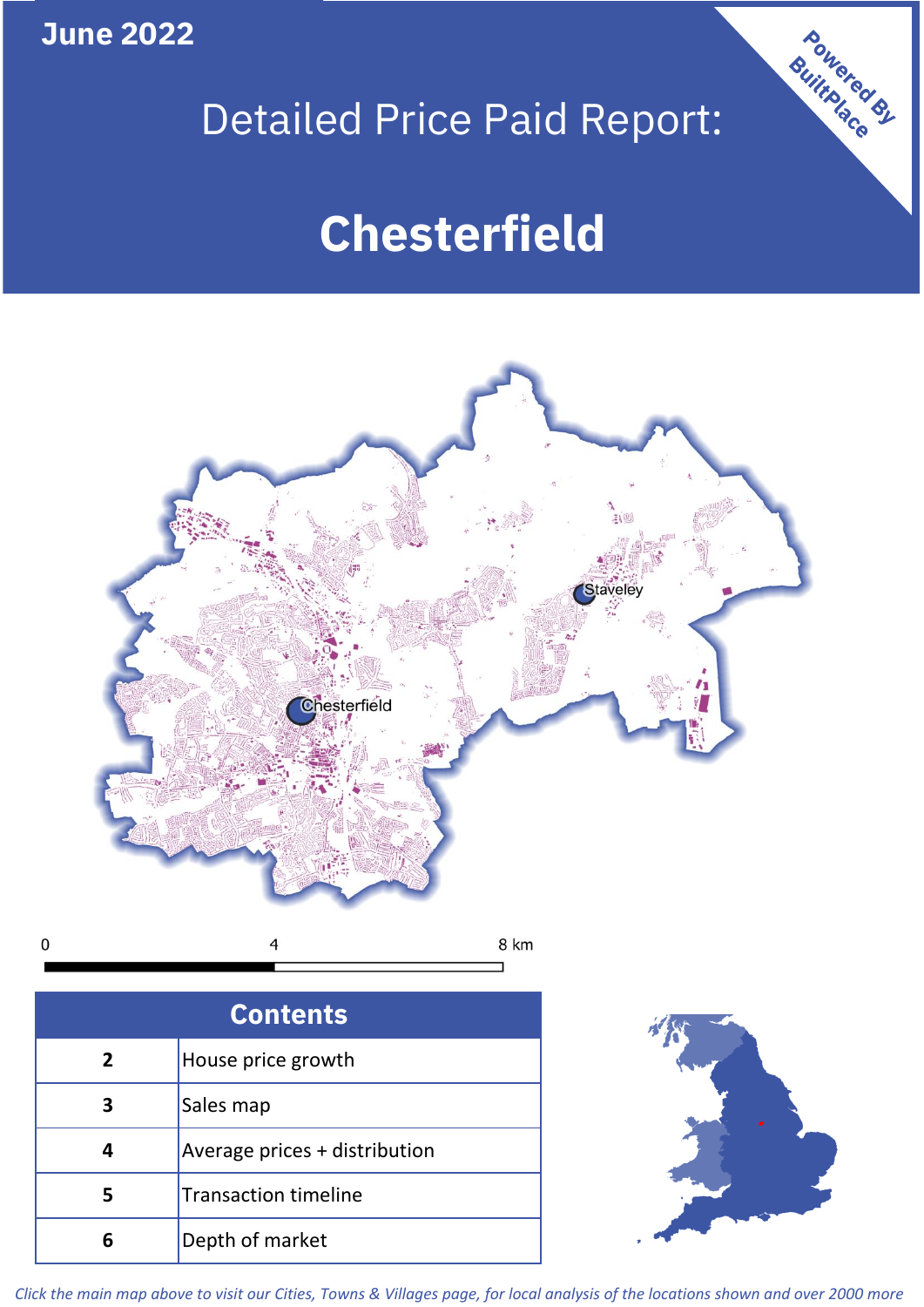June 2022

# Detailed Price Paid Report:

# Chesterfield

Powered By BuiltPlace

| Contents | |
|---|---|
| 2 | House price growth |
| 3 | Sales map |
| 4 | Average prices + distribution |
| 5 | Transaction timeline |
| 6 | Depth of market |

*Click the main map above to visit our Cities, Towns & Villages page, for local analysis of the locations shown and over 2000 more*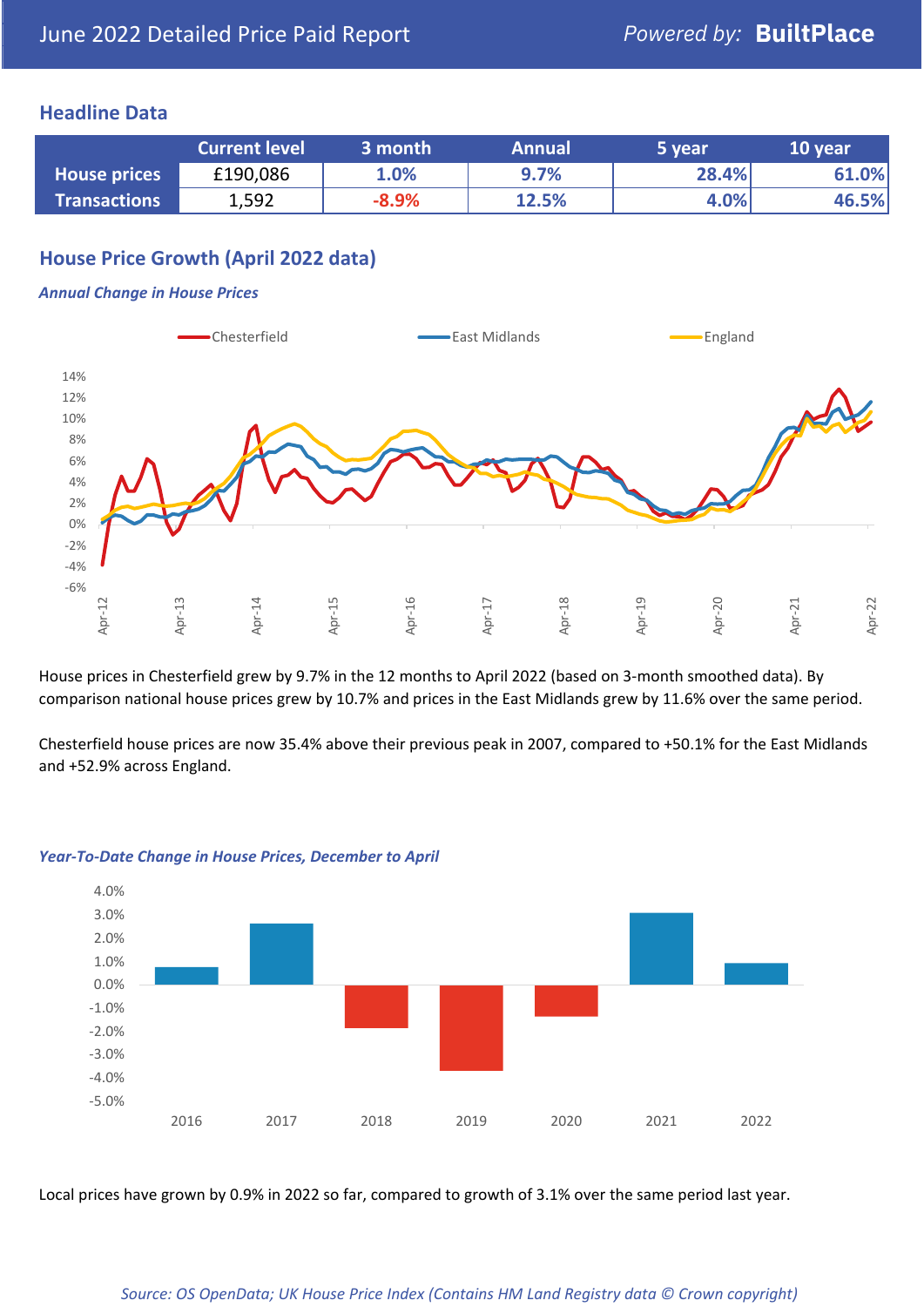June 2022 Detailed Price Paid Report

*Powered by:* **BuiltPlace**

## Headline Data

| | Current level | 3 month | Annual | 5 year | 10 year |
|---|---|---|---|---|---|
| **House prices** | £190,086 | 1.0% | 9.7% | 28.4% | 61.0% |
| **Transactions** | 1,592 | -8.9% | 12.5% | 4.0% | 46.5% |

## House Price Growth (April 2022 data)

### *Annual Change in House Prices*

House prices in Chesterfield grew by 9.7% in the 12 months to April 2022 (based on 3-month smoothed data). By comparison national house prices grew by 10.7% and prices in the East Midlands grew by 11.6% over the same period.

Chesterfield house prices are now 35.4% above their previous peak in 2007, compared to +50.1% for the East Midlands and +52.9% across England.

### *Year-To-Date Change in House Prices, December to April*

Local prices have grown by 0.9% in 2022 so far, compared to growth of 3.1% over the same period last year.

*Source: OS OpenData; UK House Price Index (Contains HM Land Registry data © Crown copyright)*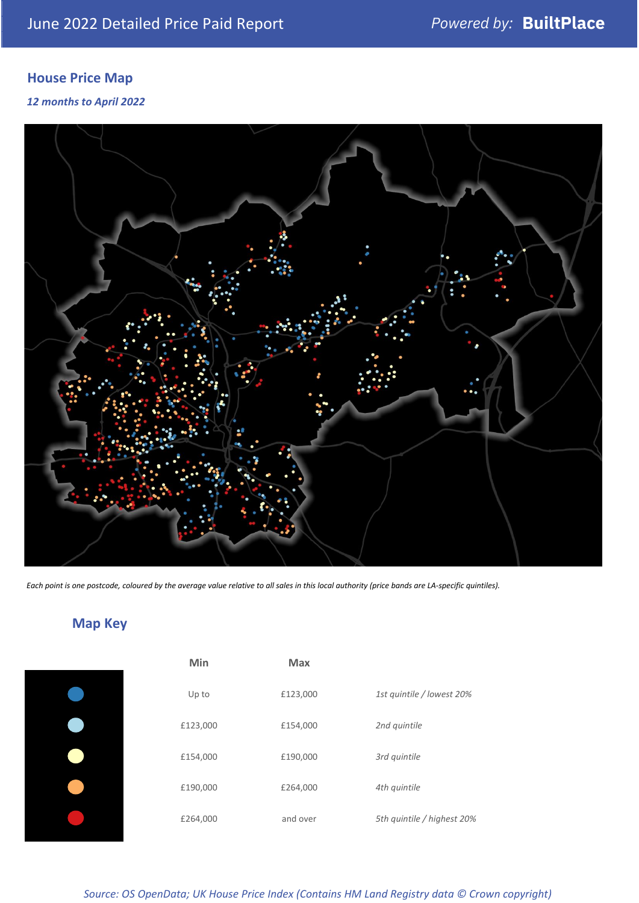## House Price Map

*12 months to April 2022*

*Each point is one postcode, coloured by the average value relative to all sales in this local authority (price bands are LA-specific quintiles).*

## Map Key

| | Min | Max | |
|---|---|---|---|
| | Up to | £123,000 | *1st quintile / lowest 20%* |
| | £123,000 | £154,000 | *2nd quintile* |
| | £154,000 | £190,000 | *3rd quintile* |
| | £190,000 | £264,000 | *4th quintile* |
| | £264,000 | and over | *5th quintile / highest 20%* |

*Source: OS OpenData; UK House Price Index (Contains HM Land Registry data © Crown copyright)*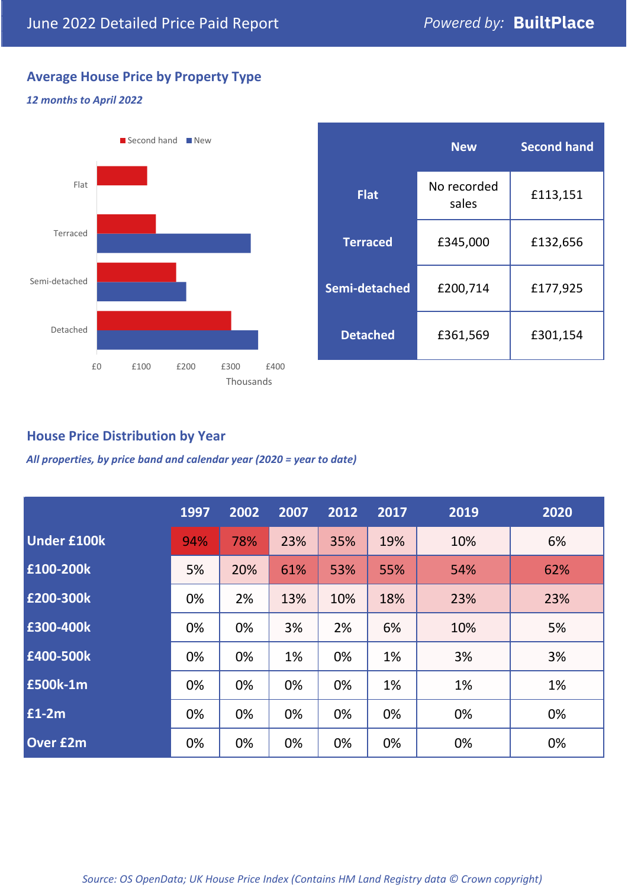June 2022 Detailed Price Paid Report *Powered by:* **BuiltPlace**

## Average House Price by Property Type

*12 months to April 2022*

| | New | Second hand |
|---|---|---|
| **Flat** | No recorded sales | £113,151 |
| **Terraced** | £345,000 | £132,656 |
| **Semi-detached** | £200,714 | £177,925 |
| **Detached** | £361,569 | £301,154 |

## House Price Distribution by Year

*All properties, by price band and calendar year (2020 = year to date)*

| | 1997 | 2002 | 2007 | 2012 | 2017 | 2019 | 2020 |
|---|---|---|---|---|---|---|---|
| **Under £100k** | 94% | 78% | 23% | 35% | 19% | 10% | 6% |
| **£100-200k** | 5% | 20% | 61% | 53% | 55% | 54% | 62% |
| **£200-300k** | 0% | 2% | 13% | 10% | 18% | 23% | 23% |
| **£300-400k** | 0% | 0% | 3% | 2% | 6% | 10% | 5% |
| **£400-500k** | 0% | 0% | 1% | 0% | 1% | 3% | 3% |
| **£500k-1m** | 0% | 0% | 0% | 0% | 1% | 1% | 1% |
| **£1-2m** | 0% | 0% | 0% | 0% | 0% | 0% | 0% |
| **Over £2m** | 0% | 0% | 0% | 0% | 0% | 0% | 0% |

*Source: OS OpenData; UK House Price Index (Contains HM Land Registry data © Crown copyright)*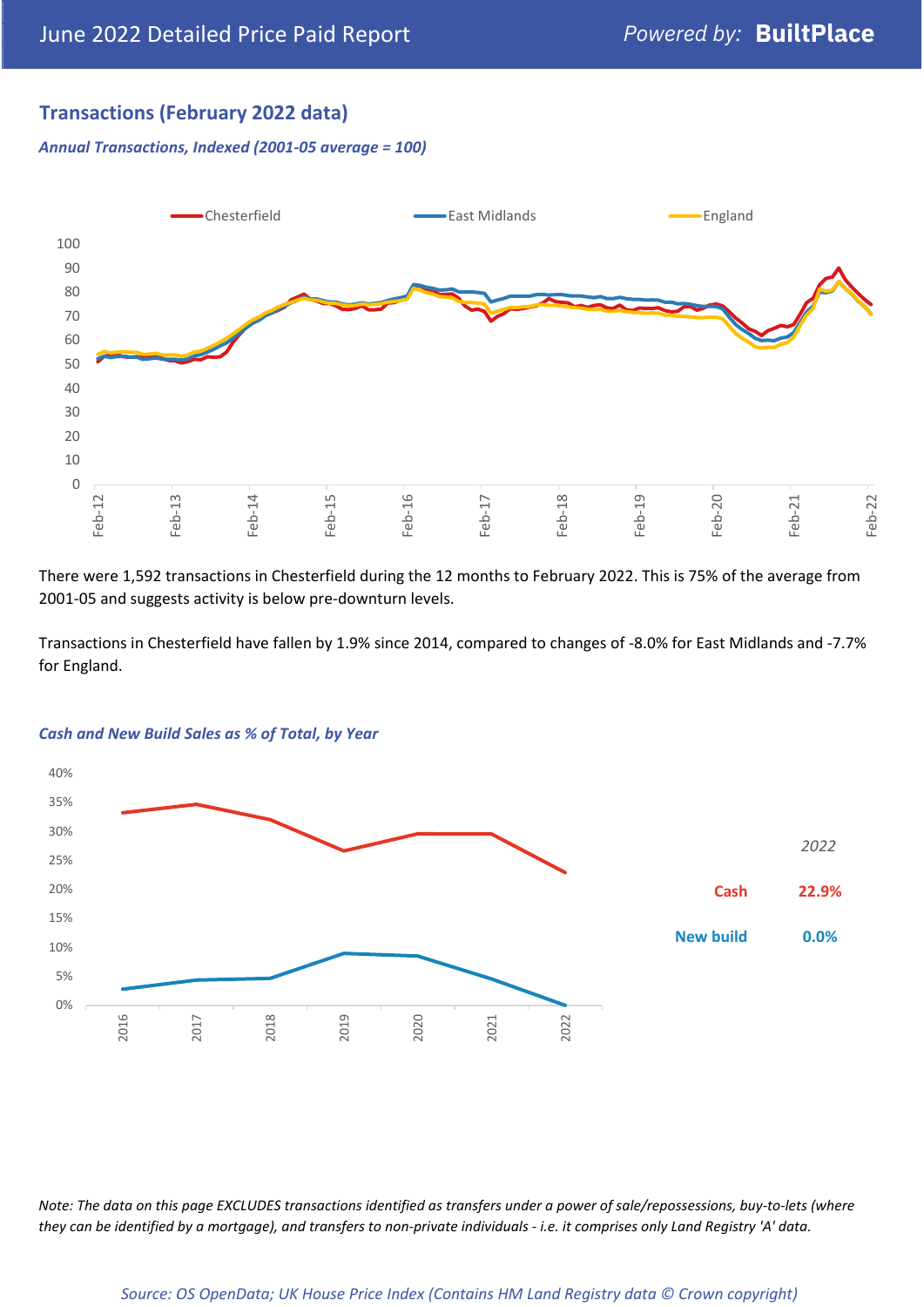## Transactions (February 2022 data)

***Annual Transactions, Indexed (2001-05 average = 100)***

There were 1,592 transactions in Chesterfield during the 12 months to February 2022. This is 75% of the average from 2001-05 and suggests activity is below pre-downturn levels.

Transactions in Chesterfield have fallen by 1.9% since 2014, compared to changes of -8.0% for East Midlands and -7.7% for England.

***Cash and New Build Sales as % of Total, by Year***

*2022*

| | |
|---|---|
| **Cash** | **22.9%** |
| **New build** | **0.0%** |

*Note: The data on this page EXCLUDES transactions identified as transfers under a power of sale/repossessions, buy-to-lets (where they can be identified by a mortgage), and transfers to non-private individuals - i.e. it comprises only Land Registry 'A' data.*

*Source: OS OpenData; UK House Price Index (Contains HM Land Registry data © Crown copyright)*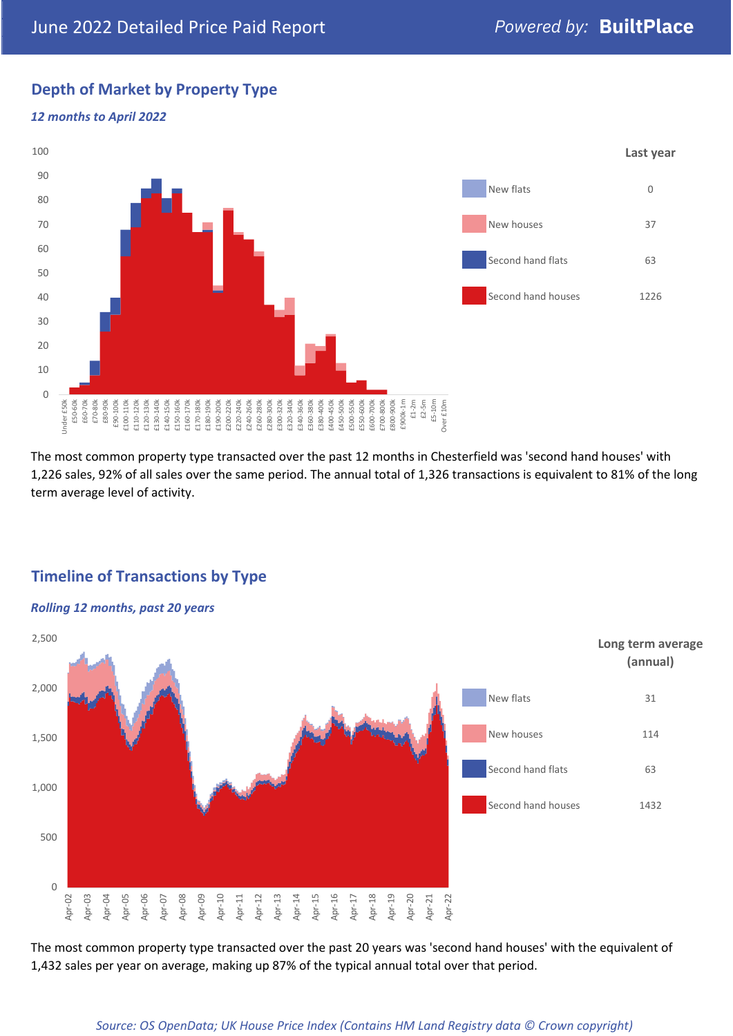June 2022 Detailed Price Paid Report

Powered by: **BuiltPlace**

## Depth of Market by Property Type

*12 months to April 2022*

100
90
80
70
60
50
40
30
20
10
0

Under £50k, £50-60k, £60-70k, £70-80k, £80-90k, £90-100k, £100-110k, £110-120k, £120-130k, £130-140k, £140-150k, £150-160k, £160-170k, £170-180k, £180-190k, £190-200k, £200-220k, £220-240k, £240-260k, £260-280k, £280-300k, £300-320k, £320-340k, £340-360k, £360-380k, £380-400k, £400-450k, £450-500k, £500-550k, £550-600k, £600-700k, £700-800k, £800-900k, £900k-1m, £1-2m, £2-5m, £5-10m, Over £10m

Last year

New flats 0
New houses 37
Second hand flats 63
Second hand houses 1226

The most common property type transacted over the past 12 months in Chesterfield was 'second hand houses' with 1,226 sales, 92% of all sales over the same period. The annual total of 1,326 transactions is equivalent to 81% of the long term average level of activity.

## Timeline of Transactions by Type

*Rolling 12 months, past 20 years*

2,500
2,000
1,500
1,000
500
0

Apr-02, Apr-03, Apr-04, Apr-05, Apr-06, Apr-07, Apr-08, Apr-09, Apr-10, Apr-11, Apr-12, Apr-13, Apr-14, Apr-15, Apr-16, Apr-17, Apr-18, Apr-19, Apr-20, Apr-21, Apr-22

Long term average (annual)

New flats 31
New houses 114
Second hand flats 63
Second hand houses 1432

The most common property type transacted over the past 20 years was 'second hand houses' with the equivalent of 1,432 sales per year on average, making up 87% of the typical annual total over that period.

*Source: OS OpenData; UK House Price Index (Contains HM Land Registry data © Crown copyright)*